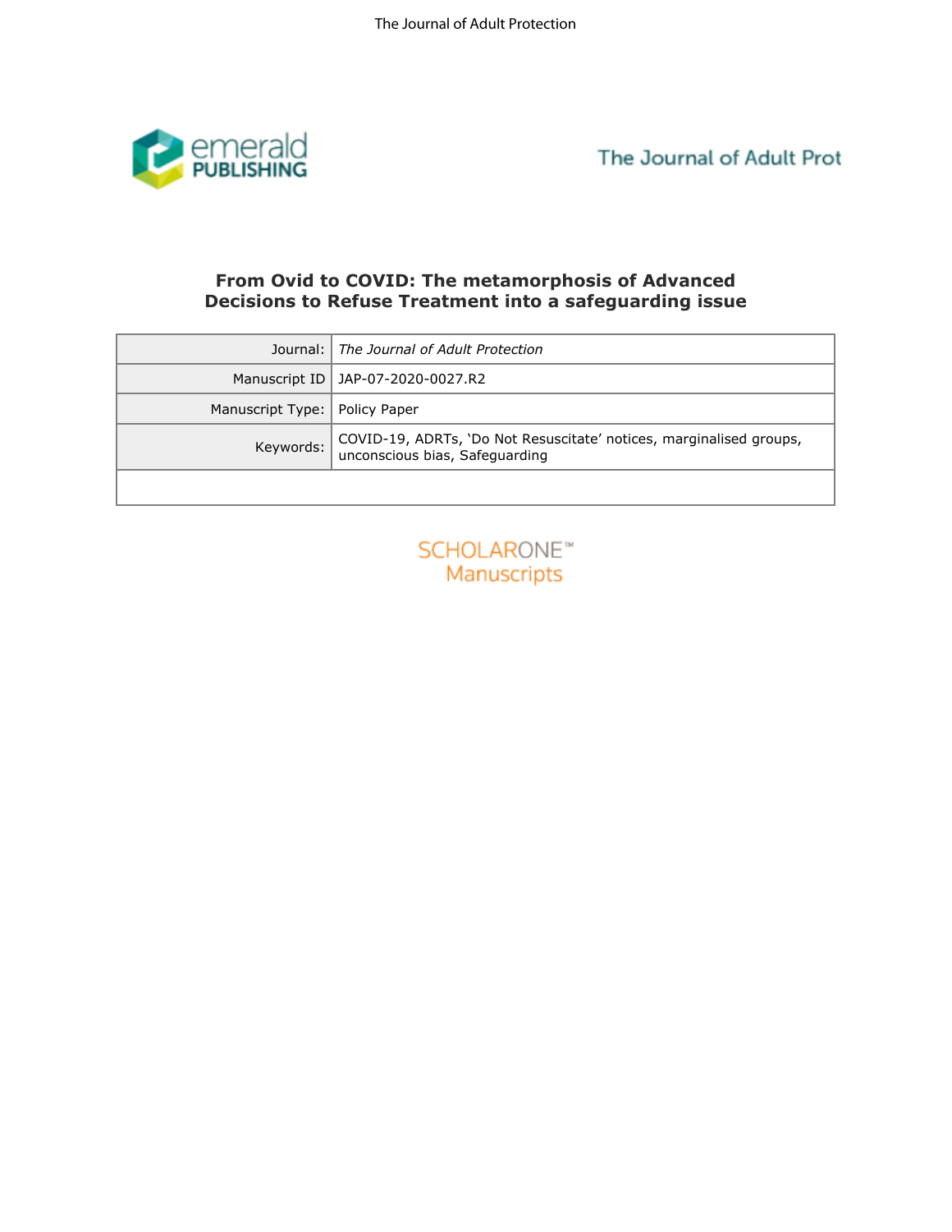# From Ovid to COVID: The metamorphosis of Advanced Decisions to Refuse Treatment into a safeguarding issue

| | |
|---|---|
| Journal: | *The Journal of Adult Protection* |
| Manuscript ID | JAP-07-2020-0027.R2 |
| Manuscript Type: | Policy Paper |
| Keywords: | COVID-19, ADRTs, 'Do Not Resuscitate' notices, marginalised groups, unconscious bias, Safeguarding |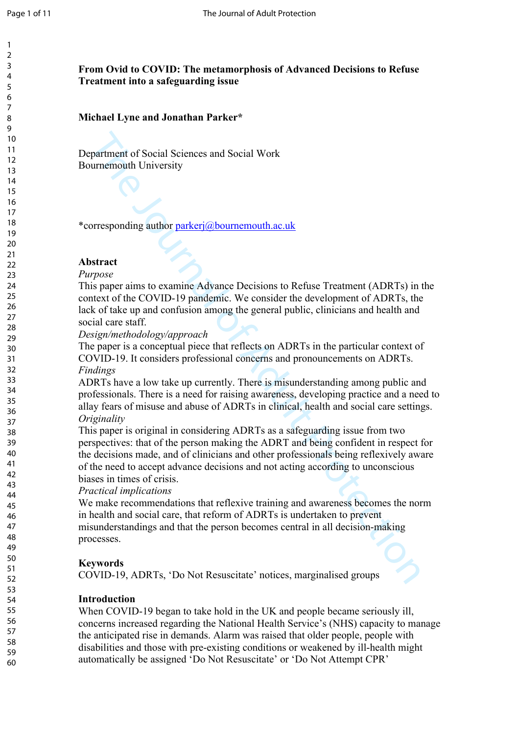**From Ovid to COVID: The metamorphosis of Advanced Decisions to Refuse Treatment into a safeguarding issue**

**Michael Lyne and Jonathan Parker***

Department of Social Sciences and Social Work
Bournemouth University

*corresponding author parkerj@bournemouth.ac.uk

## Abstract

*Purpose*

This paper aims to examine Advance Decisions to Refuse Treatment (ADRTs) in the context of the COVID-19 pandemic. We consider the development of ADRTs, the lack of take up and confusion among the general public, clinicians and health and social care staff.

*Design/methodology/approach*

The paper is a conceptual piece that reflects on ADRTs in the particular context of COVID-19. It considers professional concerns and pronouncements on ADRTs.

*Findings*

ADRTs have a low take up currently. There is misunderstanding among public and professionals. There is a need for raising awareness, developing practice and a need to allay fears of misuse and abuse of ADRTs in clinical, health and social care settings.

*Originality*

This paper is original in considering ADRTs as a safeguarding issue from two perspectives: that of the person making the ADRT and being confident in respect for the decisions made, and of clinicians and other professionals being reflexively aware of the need to accept advance decisions and not acting according to unconscious biases in times of crisis.

*Practical implications*

We make recommendations that reflexive training and awareness becomes the norm in health and social care, that reform of ADRTs is undertaken to prevent misunderstandings and that the person becomes central in all decision-making processes.

## Keywords

COVID-19, ADRTs, 'Do Not Resuscitate' notices, marginalised groups

## Introduction

When COVID-19 began to take hold in the UK and people became seriously ill, concerns increased regarding the National Health Service's (NHS) capacity to manage the anticipated rise in demands. Alarm was raised that older people, people with disabilities and those with pre-existing conditions or weakened by ill-health might automatically be assigned 'Do Not Resuscitate' or 'Do Not Attempt CPR'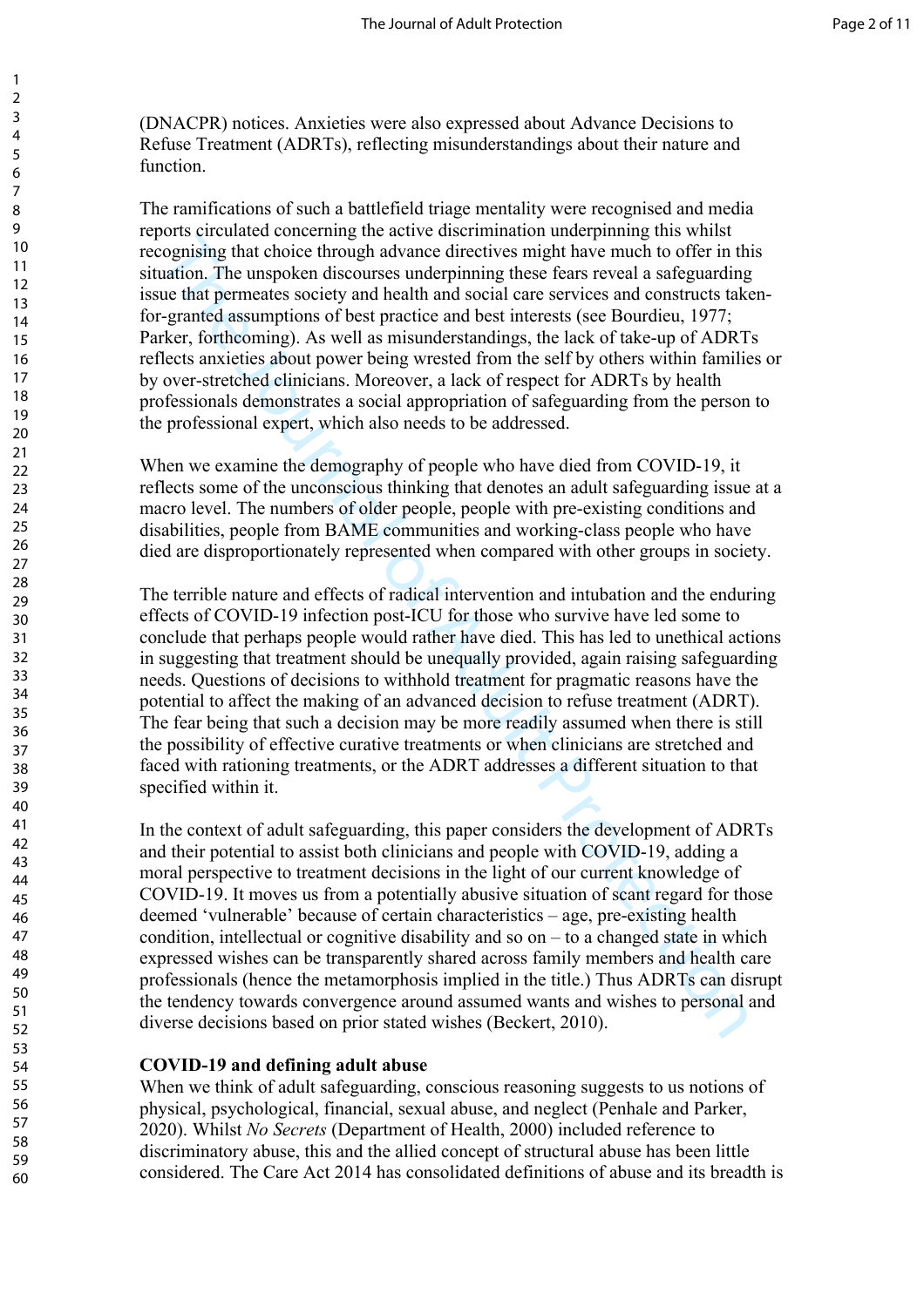(DNACPR) notices. Anxieties were also expressed about Advance Decisions to Refuse Treatment (ADRTs), reflecting misunderstandings about their nature and function.

The ramifications of such a battlefield triage mentality were recognised and media reports circulated concerning the active discrimination underpinning this whilst recognising that choice through advance directives might have much to offer in this situation. The unspoken discourses underpinning these fears reveal a safeguarding issue that permeates society and health and social care services and constructs taken-for-granted assumptions of best practice and best interests (see Bourdieu, 1977; Parker, forthcoming). As well as misunderstandings, the lack of take-up of ADRTs reflects anxieties about power being wrested from the self by others within families or by over-stretched clinicians. Moreover, a lack of respect for ADRTs by health professionals demonstrates a social appropriation of safeguarding from the person to the professional expert, which also needs to be addressed.

When we examine the demography of people who have died from COVID-19, it reflects some of the unconscious thinking that denotes an adult safeguarding issue at a macro level. The numbers of older people, people with pre-existing conditions and disabilities, people from BAME communities and working-class people who have died are disproportionately represented when compared with other groups in society.

The terrible nature and effects of radical intervention and intubation and the enduring effects of COVID-19 infection post-ICU for those who survive have led some to conclude that perhaps people would rather have died. This has led to unethical actions in suggesting that treatment should be unequally provided, again raising safeguarding needs. Questions of decisions to withhold treatment for pragmatic reasons have the potential to affect the making of an advanced decision to refuse treatment (ADRT). The fear being that such a decision may be more readily assumed when there is still the possibility of effective curative treatments or when clinicians are stretched and faced with rationing treatments, or the ADRT addresses a different situation to that specified within it.

In the context of adult safeguarding, this paper considers the development of ADRTs and their potential to assist both clinicians and people with COVID-19, adding a moral perspective to treatment decisions in the light of our current knowledge of COVID-19. It moves us from a potentially abusive situation of scant regard for those deemed 'vulnerable' because of certain characteristics – age, pre-existing health condition, intellectual or cognitive disability and so on – to a changed state in which expressed wishes can be transparently shared across family members and health care professionals (hence the metamorphosis implied in the title.) Thus ADRTs can disrupt the tendency towards convergence around assumed wants and wishes to personal and diverse decisions based on prior stated wishes (Beckert, 2010).

**COVID-19 and defining adult abuse**

When we think of adult safeguarding, conscious reasoning suggests to us notions of physical, psychological, financial, sexual abuse, and neglect (Penhale and Parker, 2020). Whilst *No Secrets* (Department of Health, 2000) included reference to discriminatory abuse, this and the allied concept of structural abuse has been little considered. The Care Act 2014 has consolidated definitions of abuse and its breadth is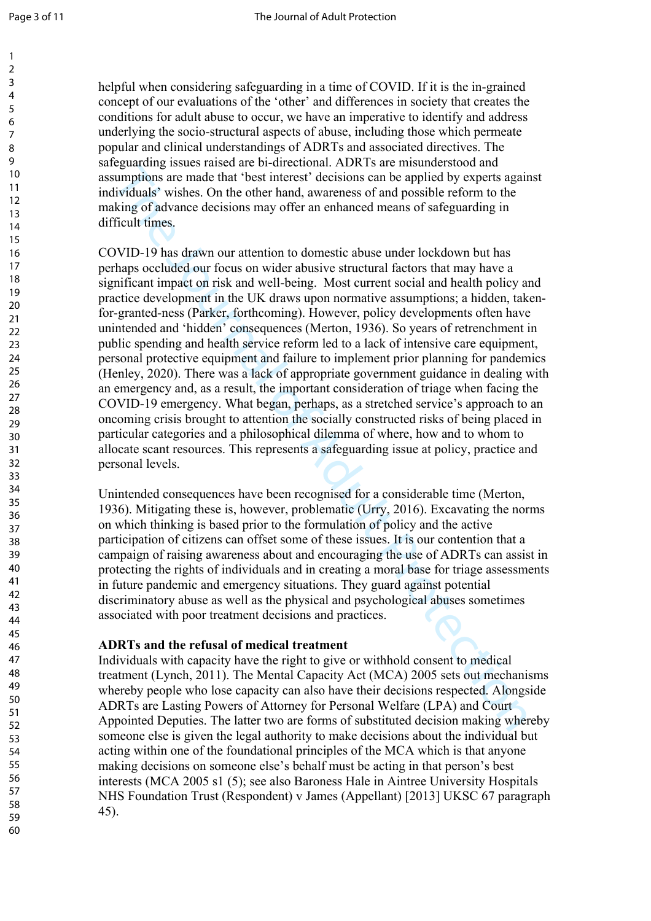helpful when considering safeguarding in a time of COVID. If it is the in-grained concept of our evaluations of the 'other' and differences in society that creates the conditions for adult abuse to occur, we have an imperative to identify and address underlying the socio-structural aspects of abuse, including those which permeate popular and clinical understandings of ADRTs and associated directives. The safeguarding issues raised are bi-directional. ADRTs are misunderstood and assumptions are made that 'best interest' decisions can be applied by experts against individuals' wishes. On the other hand, awareness of and possible reform to the making of advance decisions may offer an enhanced means of safeguarding in difficult times.

COVID-19 has drawn our attention to domestic abuse under lockdown but has perhaps occluded our focus on wider abusive structural factors that may have a significant impact on risk and well-being. Most current social and health policy and practice development in the UK draws upon normative assumptions; a hidden, taken-for-granted-ness (Parker, forthcoming). However, policy developments often have unintended and 'hidden' consequences (Merton, 1936). So years of retrenchment in public spending and health service reform led to a lack of intensive care equipment, personal protective equipment and failure to implement prior planning for pandemics (Henley, 2020). There was a lack of appropriate government guidance in dealing with an emergency and, as a result, the important consideration of triage when facing the COVID-19 emergency. What began, perhaps, as a stretched service's approach to an oncoming crisis brought to attention the socially constructed risks of being placed in particular categories and a philosophical dilemma of where, how and to whom to allocate scant resources. This represents a safeguarding issue at policy, practice and personal levels.

Unintended consequences have been recognised for a considerable time (Merton, 1936). Mitigating these is, however, problematic (Urry, 2016). Excavating the norms on which thinking is based prior to the formulation of policy and the active participation of citizens can offset some of these issues. It is our contention that a campaign of raising awareness about and encouraging the use of ADRTs can assist in protecting the rights of individuals and in creating a moral base for triage assessments in future pandemic and emergency situations. They guard against potential discriminatory abuse as well as the physical and psychological abuses sometimes associated with poor treatment decisions and practices.

**ADRTs and the refusal of medical treatment**

Individuals with capacity have the right to give or withhold consent to medical treatment (Lynch, 2011). The Mental Capacity Act (MCA) 2005 sets out mechanisms whereby people who lose capacity can also have their decisions respected. Alongside ADRTs are Lasting Powers of Attorney for Personal Welfare (LPA) and Court Appointed Deputies. The latter two are forms of substituted decision making whereby someone else is given the legal authority to make decisions about the individual but acting within one of the foundational principles of the MCA which is that anyone making decisions on someone else's behalf must be acting in that person's best interests (MCA 2005 s1 (5); see also Baroness Hale in Aintree University Hospitals NHS Foundation Trust (Respondent) v James (Appellant) [2013] UKSC 67 paragraph 45).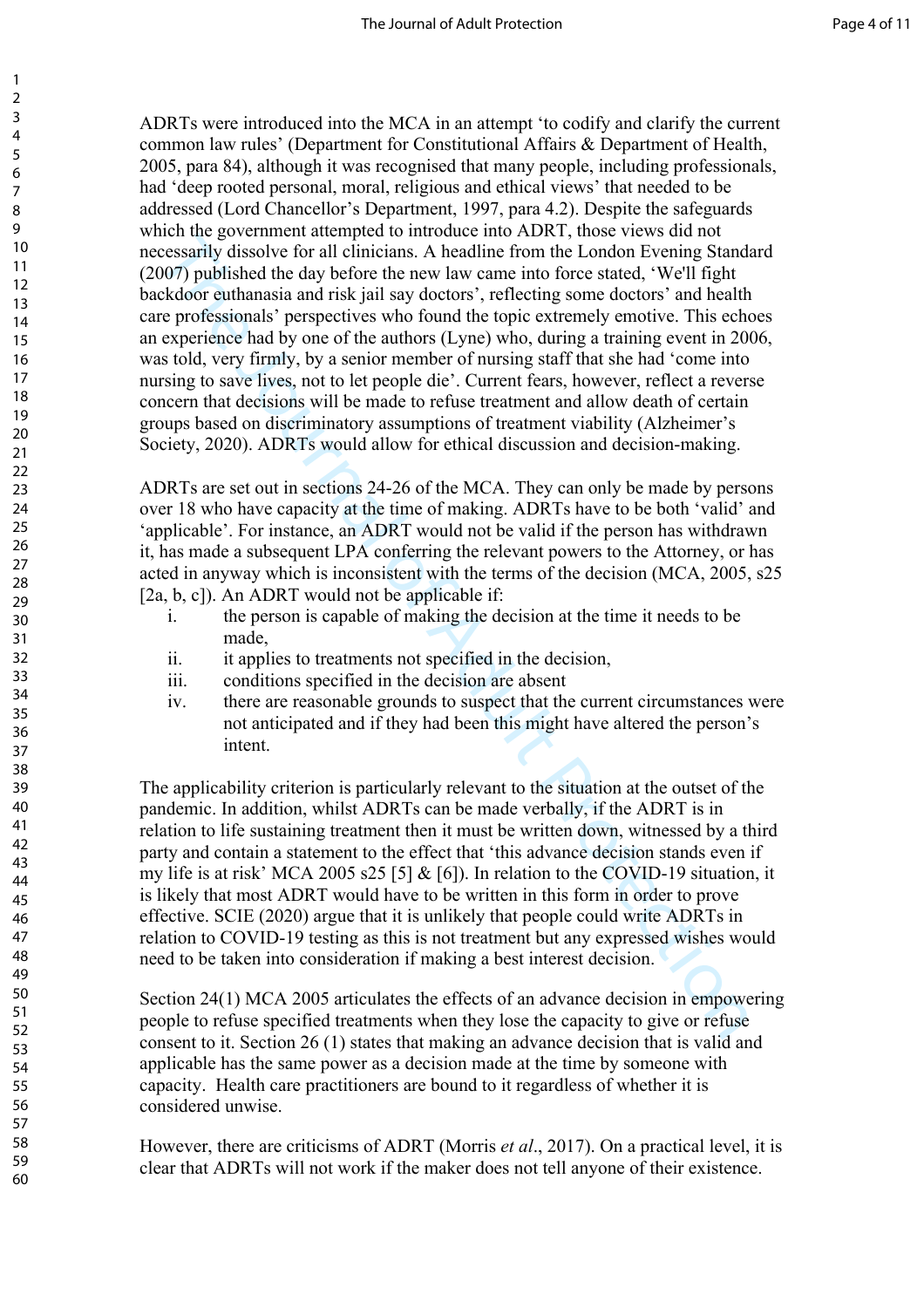ADRTs were introduced into the MCA in an attempt 'to codify and clarify the current common law rules' (Department for Constitutional Affairs & Department of Health, 2005, para 84), although it was recognised that many people, including professionals, had 'deep rooted personal, moral, religious and ethical views' that needed to be addressed (Lord Chancellor's Department, 1997, para 4.2). Despite the safeguards which the government attempted to introduce into ADRT, those views did not necessarily dissolve for all clinicians. A headline from the London Evening Standard (2007) published the day before the new law came into force stated, 'We'll fight backdoor euthanasia and risk jail say doctors', reflecting some doctors' and health care professionals' perspectives who found the topic extremely emotive. This echoes an experience had by one of the authors (Lyne) who, during a training event in 2006, was told, very firmly, by a senior member of nursing staff that she had 'come into nursing to save lives, not to let people die'. Current fears, however, reflect a reverse concern that decisions will be made to refuse treatment and allow death of certain groups based on discriminatory assumptions of treatment viability (Alzheimer's Society, 2020). ADRTs would allow for ethical discussion and decision-making.

ADRTs are set out in sections 24-26 of the MCA. They can only be made by persons over 18 who have capacity at the time of making. ADRTs have to be both 'valid' and 'applicable'. For instance, an ADRT would not be valid if the person has withdrawn it, has made a subsequent LPA conferring the relevant powers to the Attorney, or has acted in anyway which is inconsistent with the terms of the decision (MCA, 2005, s25 [2a, b, c]). An ADRT would not be applicable if:

i. the person is capable of making the decision at the time it needs to be made,
ii. it applies to treatments not specified in the decision,
iii. conditions specified in the decision are absent
iv. there are reasonable grounds to suspect that the current circumstances were not anticipated and if they had been this might have altered the person's intent.

The applicability criterion is particularly relevant to the situation at the outset of the pandemic. In addition, whilst ADRTs can be made verbally, if the ADRT is in relation to life sustaining treatment then it must be written down, witnessed by a third party and contain a statement to the effect that 'this advance decision stands even if my life is at risk' MCA 2005 s25 [5] & [6]). In relation to the COVID-19 situation, it is likely that most ADRT would have to be written in this form in order to prove effective. SCIE (2020) argue that it is unlikely that people could write ADRTs in relation to COVID-19 testing as this is not treatment but any expressed wishes would need to be taken into consideration if making a best interest decision.

Section 24(1) MCA 2005 articulates the effects of an advance decision in empowering people to refuse specified treatments when they lose the capacity to give or refuse consent to it. Section 26 (1) states that making an advance decision that is valid and applicable has the same power as a decision made at the time by someone with capacity. Health care practitioners are bound to it regardless of whether it is considered unwise.

However, there are criticisms of ADRT (Morris *et al*., 2017). On a practical level, it is clear that ADRTs will not work if the maker does not tell anyone of their existence.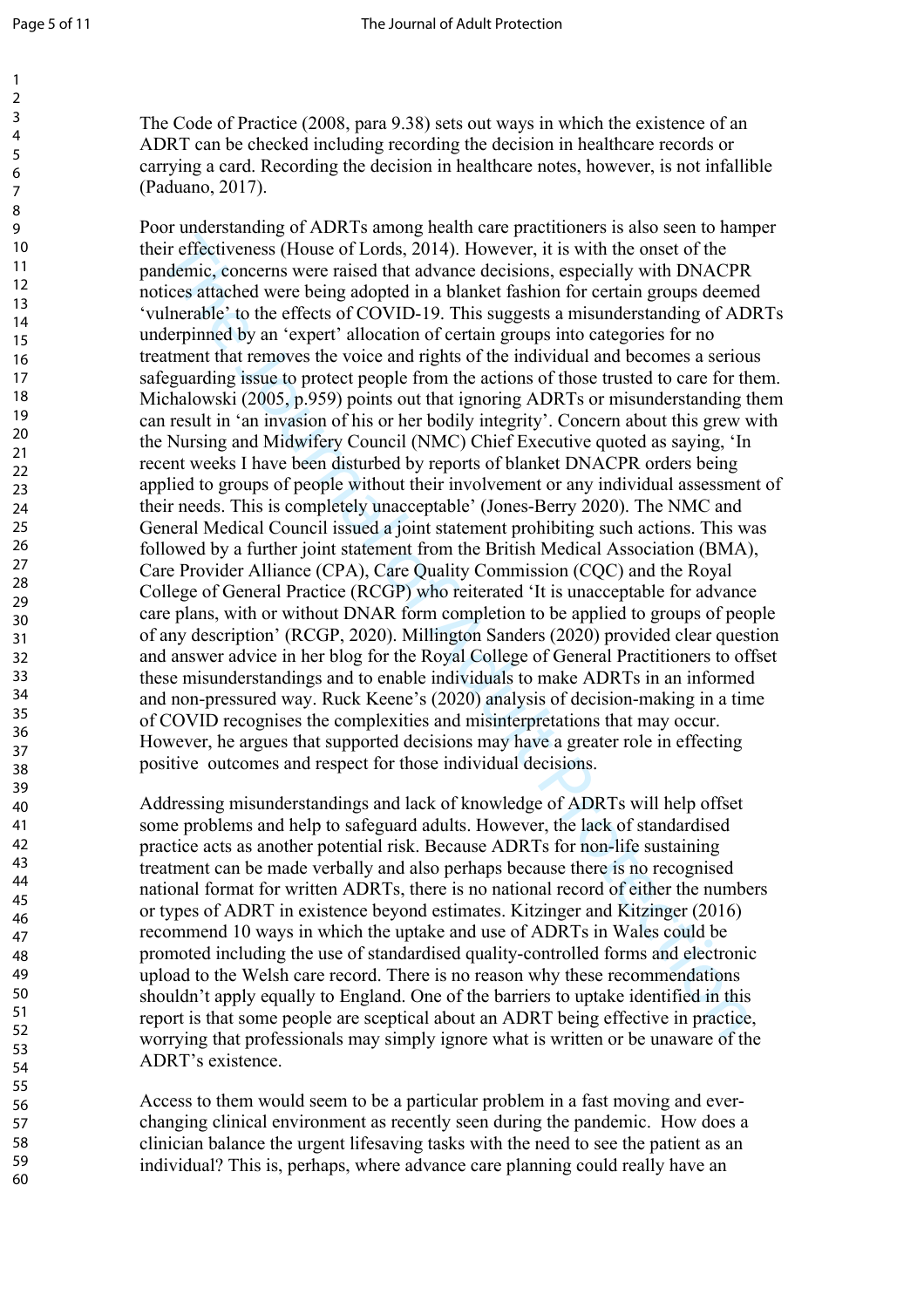The Code of Practice (2008, para 9.38) sets out ways in which the existence of an ADRT can be checked including recording the decision in healthcare records or carrying a card. Recording the decision in healthcare notes, however, is not infallible (Paduano, 2017).

Poor understanding of ADRTs among health care practitioners is also seen to hamper their effectiveness (House of Lords, 2014). However, it is with the onset of the pandemic, concerns were raised that advance decisions, especially with DNACPR notices attached were being adopted in a blanket fashion for certain groups deemed 'vulnerable' to the effects of COVID-19. This suggests a misunderstanding of ADRTs underpinned by an 'expert' allocation of certain groups into categories for no treatment that removes the voice and rights of the individual and becomes a serious safeguarding issue to protect people from the actions of those trusted to care for them. Michalowski (2005, p.959) points out that ignoring ADRTs or misunderstanding them can result in 'an invasion of his or her bodily integrity'. Concern about this grew with the Nursing and Midwifery Council (NMC) Chief Executive quoted as saying, 'In recent weeks I have been disturbed by reports of blanket DNACPR orders being applied to groups of people without their involvement or any individual assessment of their needs. This is completely unacceptable' (Jones-Berry 2020). The NMC and General Medical Council issued a joint statement prohibiting such actions. This was followed by a further joint statement from the British Medical Association (BMA), Care Provider Alliance (CPA), Care Quality Commission (CQC) and the Royal College of General Practice (RCGP) who reiterated 'It is unacceptable for advance care plans, with or without DNAR form completion to be applied to groups of people of any description' (RCGP, 2020). Millington Sanders (2020) provided clear question and answer advice in her blog for the Royal College of General Practitioners to offset these misunderstandings and to enable individuals to make ADRTs in an informed and non-pressured way. Ruck Keene's (2020) analysis of decision-making in a time of COVID recognises the complexities and misinterpretations that may occur. However, he argues that supported decisions may have a greater role in effecting positive outcomes and respect for those individual decisions.

Addressing misunderstandings and lack of knowledge of ADRTs will help offset some problems and help to safeguard adults. However, the lack of standardised practice acts as another potential risk. Because ADRTs for non-life sustaining treatment can be made verbally and also perhaps because there is no recognised national format for written ADRTs, there is no national record of either the numbers or types of ADRT in existence beyond estimates. Kitzinger and Kitzinger (2016) recommend 10 ways in which the uptake and use of ADRTs in Wales could be promoted including the use of standardised quality-controlled forms and electronic upload to the Welsh care record. There is no reason why these recommendations shouldn't apply equally to England. One of the barriers to uptake identified in this report is that some people are sceptical about an ADRT being effective in practice, worrying that professionals may simply ignore what is written or be unaware of the ADRT's existence.

Access to them would seem to be a particular problem in a fast moving and ever-changing clinical environment as recently seen during the pandemic. How does a clinician balance the urgent lifesaving tasks with the need to see the patient as an individual? This is, perhaps, where advance care planning could really have an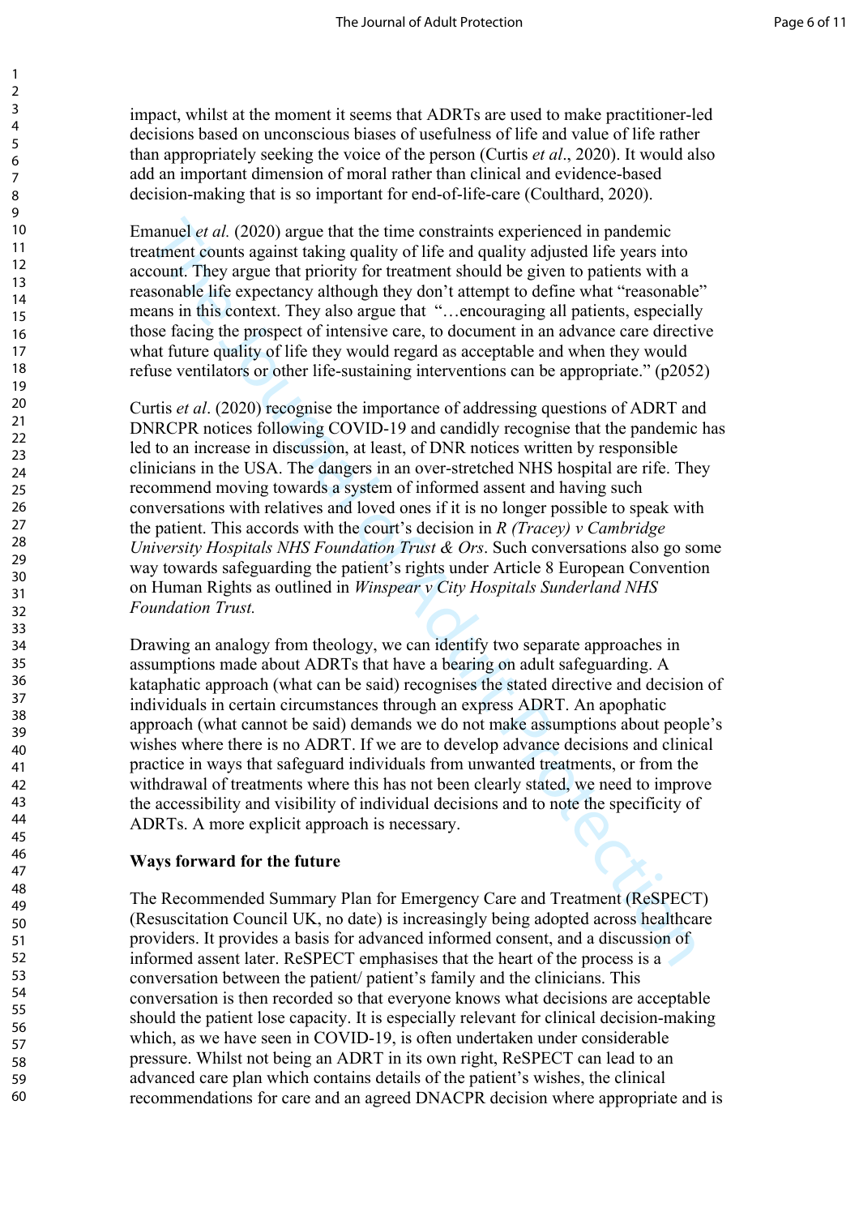impact, whilst at the moment it seems that ADRTs are used to make practitioner-led decisions based on unconscious biases of usefulness of life and value of life rather than appropriately seeking the voice of the person (Curtis *et al*., 2020). It would also add an important dimension of moral rather than clinical and evidence-based decision-making that is so important for end-of-life-care (Coulthard, 2020).

Emanuel *et al.* (2020) argue that the time constraints experienced in pandemic treatment counts against taking quality of life and quality adjusted life years into account. They argue that priority for treatment should be given to patients with a reasonable life expectancy although they don't attempt to define what "reasonable" means in this context. They also argue that "…encouraging all patients, especially those facing the prospect of intensive care, to document in an advance care directive what future quality of life they would regard as acceptable and when they would refuse ventilators or other life-sustaining interventions can be appropriate." (p2052)

Curtis *et al*. (2020) recognise the importance of addressing questions of ADRT and DNRCPR notices following COVID-19 and candidly recognise that the pandemic has led to an increase in discussion, at least, of DNR notices written by responsible clinicians in the USA. The dangers in an over-stretched NHS hospital are rife. They recommend moving towards a system of informed assent and having such conversations with relatives and loved ones if it is no longer possible to speak with the patient. This accords with the court's decision in *R (Tracey) v Cambridge University Hospitals NHS Foundation Trust & Ors*. Such conversations also go some way towards safeguarding the patient's rights under Article 8 European Convention on Human Rights as outlined in *Winspear v City Hospitals Sunderland NHS Foundation Trust.*

Drawing an analogy from theology, we can identify two separate approaches in assumptions made about ADRTs that have a bearing on adult safeguarding. A kataphatic approach (what can be said) recognises the stated directive and decision of individuals in certain circumstances through an express ADRT. An apophatic approach (what cannot be said) demands we do not make assumptions about people's wishes where there is no ADRT. If we are to develop advance decisions and clinical practice in ways that safeguard individuals from unwanted treatments, or from the withdrawal of treatments where this has not been clearly stated, we need to improve the accessibility and visibility of individual decisions and to note the specificity of ADRTs. A more explicit approach is necessary.

**Ways forward for the future**

The Recommended Summary Plan for Emergency Care and Treatment (ReSPECT) (Resuscitation Council UK, no date) is increasingly being adopted across healthcare providers. It provides a basis for advanced informed consent, and a discussion of informed assent later. ReSPECT emphasises that the heart of the process is a conversation between the patient/ patient's family and the clinicians. This conversation is then recorded so that everyone knows what decisions are acceptable should the patient lose capacity. It is especially relevant for clinical decision-making which, as we have seen in COVID-19, is often undertaken under considerable pressure. Whilst not being an ADRT in its own right, ReSPECT can lead to an advanced care plan which contains details of the patient's wishes, the clinical recommendations for care and an agreed DNACPR decision where appropriate and is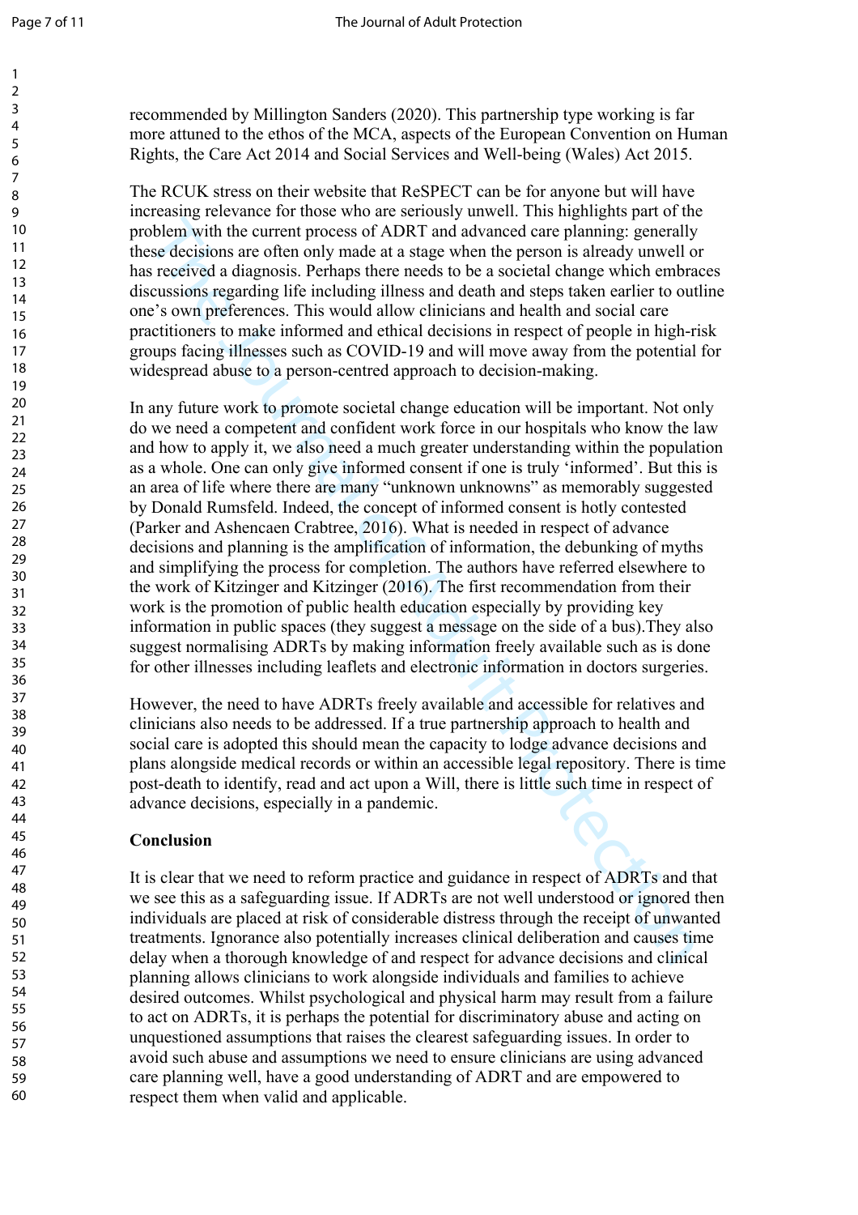recommended by Millington Sanders (2020). This partnership type working is far more attuned to the ethos of the MCA, aspects of the European Convention on Human Rights, the Care Act 2014 and Social Services and Well-being (Wales) Act 2015.

The RCUK stress on their website that ReSPECT can be for anyone but will have increasing relevance for those who are seriously unwell. This highlights part of the problem with the current process of ADRT and advanced care planning: generally these decisions are often only made at a stage when the person is already unwell or has received a diagnosis. Perhaps there needs to be a societal change which embraces discussions regarding life including illness and death and steps taken earlier to outline one's own preferences. This would allow clinicians and health and social care practitioners to make informed and ethical decisions in respect of people in high-risk groups facing illnesses such as COVID-19 and will move away from the potential for widespread abuse to a person-centred approach to decision-making.

In any future work to promote societal change education will be important. Not only do we need a competent and confident work force in our hospitals who know the law and how to apply it, we also need a much greater understanding within the population as a whole. One can only give informed consent if one is truly 'informed'. But this is an area of life where there are many "unknown unknowns" as memorably suggested by Donald Rumsfeld. Indeed, the concept of informed consent is hotly contested (Parker and Ashencaen Crabtree, 2016). What is needed in respect of advance decisions and planning is the amplification of information, the debunking of myths and simplifying the process for completion. The authors have referred elsewhere to the work of Kitzinger and Kitzinger (2016). The first recommendation from their work is the promotion of public health education especially by providing key information in public spaces (they suggest a message on the side of a bus).They also suggest normalising ADRTs by making information freely available such as is done for other illnesses including leaflets and electronic information in doctors surgeries.

However, the need to have ADRTs freely available and accessible for relatives and clinicians also needs to be addressed. If a true partnership approach to health and social care is adopted this should mean the capacity to lodge advance decisions and plans alongside medical records or within an accessible legal repository. There is time post-death to identify, read and act upon a Will, there is little such time in respect of advance decisions, especially in a pandemic.

**Conclusion**

It is clear that we need to reform practice and guidance in respect of ADRTs and that we see this as a safeguarding issue. If ADRTs are not well understood or ignored then individuals are placed at risk of considerable distress through the receipt of unwanted treatments. Ignorance also potentially increases clinical deliberation and causes time delay when a thorough knowledge of and respect for advance decisions and clinical planning allows clinicians to work alongside individuals and families to achieve desired outcomes. Whilst psychological and physical harm may result from a failure to act on ADRTs, it is perhaps the potential for discriminatory abuse and acting on unquestioned assumptions that raises the clearest safeguarding issues. In order to avoid such abuse and assumptions we need to ensure clinicians are using advanced care planning well, have a good understanding of ADRT and are empowered to respect them when valid and applicable.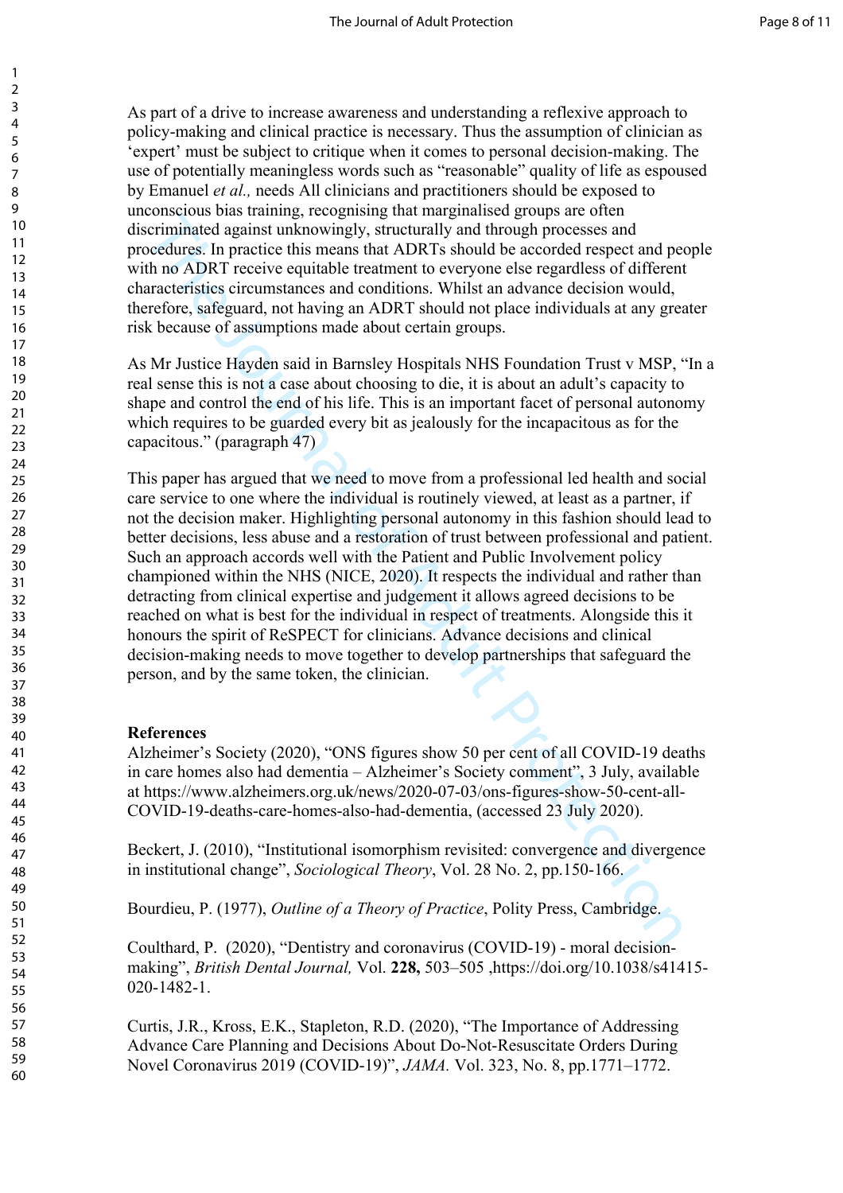As part of a drive to increase awareness and understanding a reflexive approach to policy-making and clinical practice is necessary. Thus the assumption of clinician as 'expert' must be subject to critique when it comes to personal decision-making. The use of potentially meaningless words such as "reasonable" quality of life as espoused by Emanuel *et al.,* needs All clinicians and practitioners should be exposed to unconscious bias training, recognising that marginalised groups are often discriminated against unknowingly, structurally and through processes and procedures. In practice this means that ADRTs should be accorded respect and people with no ADRT receive equitable treatment to everyone else regardless of different characteristics circumstances and conditions. Whilst an advance decision would, therefore, safeguard, not having an ADRT should not place individuals at any greater risk because of assumptions made about certain groups.

As Mr Justice Hayden said in Barnsley Hospitals NHS Foundation Trust v MSP, "In a real sense this is not a case about choosing to die, it is about an adult's capacity to shape and control the end of his life. This is an important facet of personal autonomy which requires to be guarded every bit as jealously for the incapacitous as for the capacitous." (paragraph 47)

This paper has argued that we need to move from a professional led health and social care service to one where the individual is routinely viewed, at least as a partner, if not the decision maker. Highlighting personal autonomy in this fashion should lead to better decisions, less abuse and a restoration of trust between professional and patient. Such an approach accords well with the Patient and Public Involvement policy championed within the NHS (NICE, 2020). It respects the individual and rather than detracting from clinical expertise and judgement it allows agreed decisions to be reached on what is best for the individual in respect of treatments. Alongside this it honours the spirit of ReSPECT for clinicians. Advance decisions and clinical decision-making needs to move together to develop partnerships that safeguard the person, and by the same token, the clinician.

**References**

Alzheimer's Society (2020), "ONS figures show 50 per cent of all COVID-19 deaths in care homes also had dementia – Alzheimer's Society comment", 3 July, available at https://www.alzheimers.org.uk/news/2020-07-03/ons-figures-show-50-cent-all-COVID-19-deaths-care-homes-also-had-dementia, (accessed 23 July 2020).

Beckert, J. (2010), "Institutional isomorphism revisited: convergence and divergence in institutional change", *Sociological Theory*, Vol. 28 No. 2, pp.150-166.

Bourdieu, P. (1977), *Outline of a Theory of Practice*, Polity Press, Cambridge.

Coulthard, P. (2020), "Dentistry and coronavirus (COVID-19) - moral decision-making", *British Dental Journal,* Vol. **228,** 503–505 ,https://doi.org/10.1038/s41415-020-1482-1.

Curtis, J.R., Kross, E.K., Stapleton, R.D. (2020), "The Importance of Addressing Advance Care Planning and Decisions About Do-Not-Resuscitate Orders During Novel Coronavirus 2019 (COVID-19)", *JAMA.* Vol. 323, No. 8, pp.1771–1772.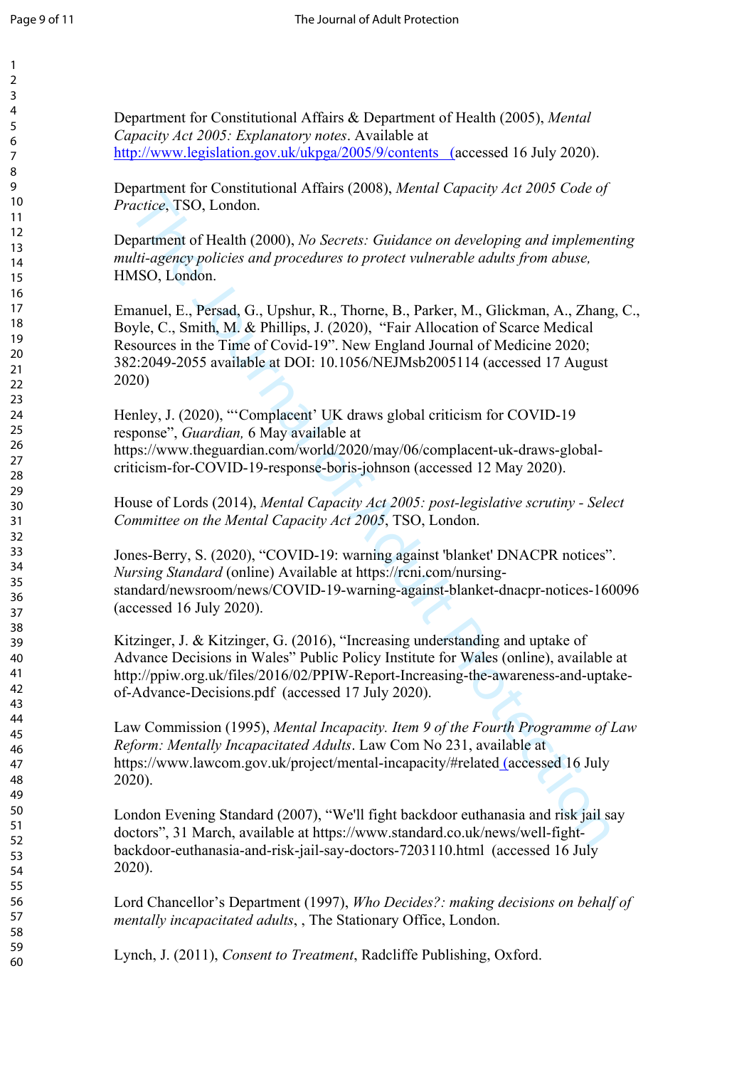Department for Constitutional Affairs & Department of Health (2005), *Mental Capacity Act 2005: Explanatory notes*. Available at http://www.legislation.gov.uk/ukpga/2005/9/contents (accessed 16 July 2020).

Department for Constitutional Affairs (2008), *Mental Capacity Act 2005 Code of Practice*, TSO, London.

Department of Health (2000), *No Secrets: Guidance on developing and implementing multi-agency policies and procedures to protect vulnerable adults from abuse*, HMSO, London.

Emanuel, E., Persad, G., Upshur, R., Thorne, B., Parker, M., Glickman, A., Zhang, C., Boyle, C., Smith, M. & Phillips, J. (2020), "Fair Allocation of Scarce Medical Resources in the Time of Covid-19". New England Journal of Medicine 2020; 382:2049-2055 available at DOI: 10.1056/NEJMsb2005114 (accessed 17 August 2020)

Henley, J. (2020), "'Complacent' UK draws global criticism for COVID-19 response", *Guardian,* 6 May available at https://www.theguardian.com/world/2020/may/06/complacent-uk-draws-global-criticism-for-COVID-19-response-boris-johnson (accessed 12 May 2020).

House of Lords (2014), *Mental Capacity Act 2005: post-legislative scrutiny - Select Committee on the Mental Capacity Act 2005*, TSO, London.

Jones-Berry, S. (2020), "COVID-19: warning against 'blanket' DNACPR notices". *Nursing Standard* (online) Available at https://rcni.com/nursing-standard/newsroom/news/COVID-19-warning-against-blanket-dnacpr-notices-160096 (accessed 16 July 2020).

Kitzinger, J. & Kitzinger, G. (2016), "Increasing understanding and uptake of Advance Decisions in Wales" Public Policy Institute for Wales (online), available at http://ppiw.org.uk/files/2016/02/PPIW-Report-Increasing-the-awareness-and-uptake-of-Advance-Decisions.pdf (accessed 17 July 2020).

Law Commission (1995), *Mental Incapacity. Item 9 of the Fourth Programme of Law Reform: Mentally Incapacitated Adults*. Law Com No 231, available at https://www.lawcom.gov.uk/project/mental-incapacity/#related (accessed 16 July 2020).

London Evening Standard (2007), "We'll fight backdoor euthanasia and risk jail say doctors", 31 March, available at https://www.standard.co.uk/news/well-fight-backdoor-euthanasia-and-risk-jail-say-doctors-7203110.html (accessed 16 July 2020).

Lord Chancellor's Department (1997), *Who Decides?: making decisions on behalf of mentally incapacitated adults*, , The Stationary Office, London.

Lynch, J. (2011), *Consent to Treatment*, Radcliffe Publishing, Oxford.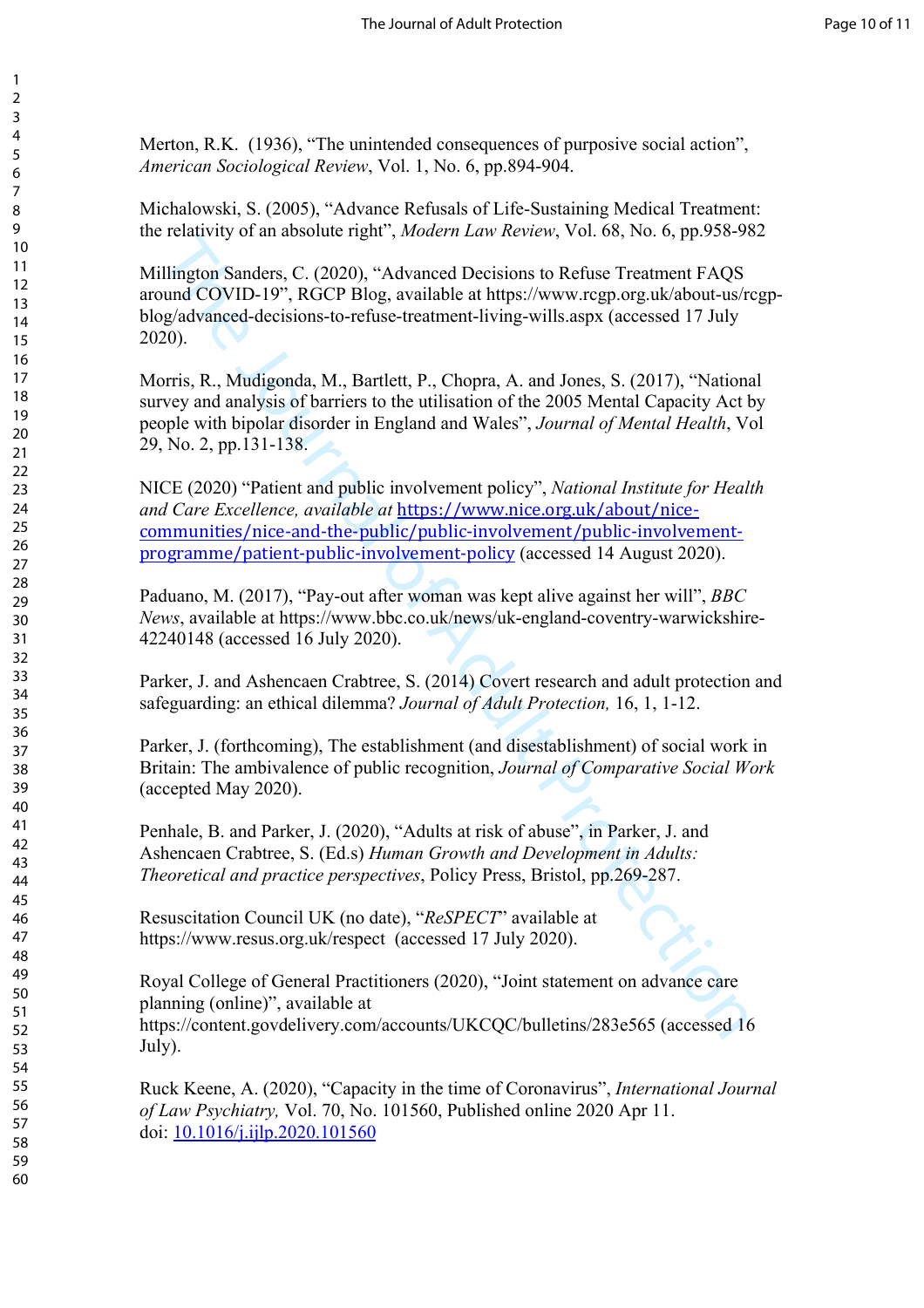Merton, R.K. (1936), "The unintended consequences of purposive social action", *American Sociological Review*, Vol. 1, No. 6, pp.894-904.

Michalowski, S. (2005), "Advance Refusals of Life-Sustaining Medical Treatment: the relativity of an absolute right", *Modern Law Review*, Vol. 68, No. 6, pp.958-982

Millington Sanders, C. (2020), "Advanced Decisions to Refuse Treatment FAQS around COVID-19", RGCP Blog, available at https://www.rcgp.org.uk/about-us/rcgp-blog/advanced-decisions-to-refuse-treatment-living-wills.aspx (accessed 17 July 2020).

Morris, R., Mudigonda, M., Bartlett, P., Chopra, A. and Jones, S. (2017), "National survey and analysis of barriers to the utilisation of the 2005 Mental Capacity Act by people with bipolar disorder in England and Wales", *Journal of Mental Health*, Vol 29, No. 2, pp.131-138.

NICE (2020) "Patient and public involvement policy", *National Institute for Health and Care Excellence, available at* https://www.nice.org.uk/about/nice-communities/nice-and-the-public/public-involvement/public-involvement-programme/patient-public-involvement-policy (accessed 14 August 2020).

Paduano, M. (2017), "Pay-out after woman was kept alive against her will", *BBC News*, available at https://www.bbc.co.uk/news/uk-england-coventry-warwickshire-42240148 (accessed 16 July 2020).

Parker, J. and Ashencaen Crabtree, S. (2014) Covert research and adult protection and safeguarding: an ethical dilemma? *Journal of Adult Protection,* 16, 1, 1-12.

Parker, J. (forthcoming), The establishment (and disestablishment) of social work in Britain: The ambivalence of public recognition, *Journal of Comparative Social Work* (accepted May 2020).

Penhale, B. and Parker, J. (2020), "Adults at risk of abuse", in Parker, J. and Ashencaen Crabtree, S. (Ed.s) *Human Growth and Development in Adults: Theoretical and practice perspectives*, Policy Press, Bristol, pp.269-287.

Resuscitation Council UK (no date), "*ReSPECT*" available at https://www.resus.org.uk/respect (accessed 17 July 2020).

Royal College of General Practitioners (2020), "Joint statement on advance care planning (online)", available at https://content.govdelivery.com/accounts/UKCQC/bulletins/283e565 (accessed 16 July).

Ruck Keene, A. (2020), "Capacity in the time of Coronavirus", *International Journal of Law Psychiatry,* Vol. 70, No. 101560, Published online 2020 Apr 11. doi: 10.1016/j.ijlp.2020.101560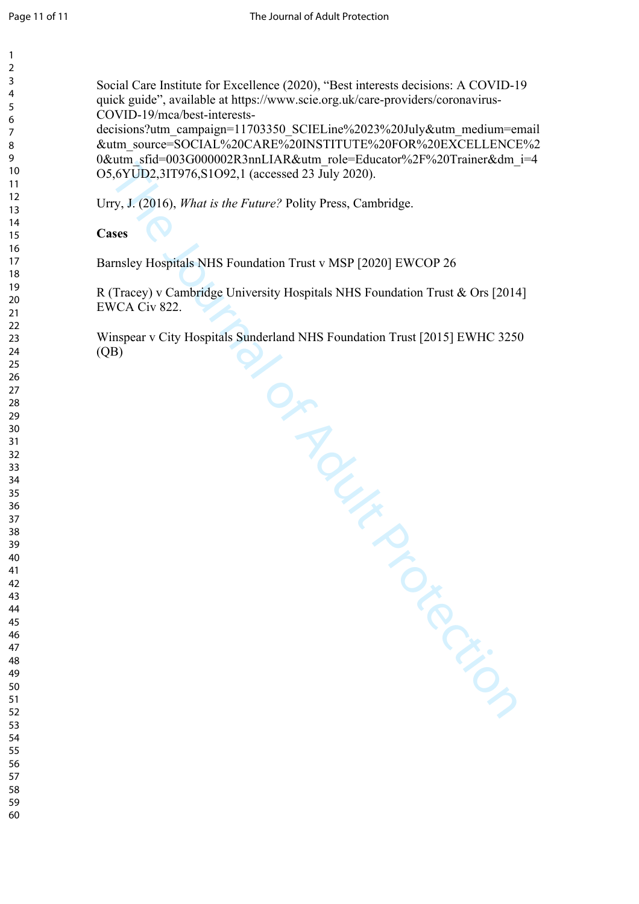Social Care Institute for Excellence (2020), “Best interests decisions: A COVID-19 quick guide”, available at https://www.scie.org.uk/care-providers/coronavirus-COVID-19/mca/best-interests-decisions?utm_campaign=11703350_SCIELine%2023%20July&utm_medium=email&utm_source=SOCIAL%20CARE%20INSTITUTE%20FOR%20EXCELLENCE%20&utm_sfid=003G000002R3nnLIAR&utm_role=Educator%2F%20Trainer&dm_i=4O5,6YUD2,3IT976,S1O92,1 (accessed 23 July 2020).

Urry, J. (2016), *What is the Future?* Polity Press, Cambridge.

**Cases**

Barnsley Hospitals NHS Foundation Trust v MSP [2020] EWCOP 26

R (Tracey) v Cambridge University Hospitals NHS Foundation Trust & Ors [2014] EWCA Civ 822.

Winspear v City Hospitals Sunderland NHS Foundation Trust [2015] EWHC 3250 (QB)